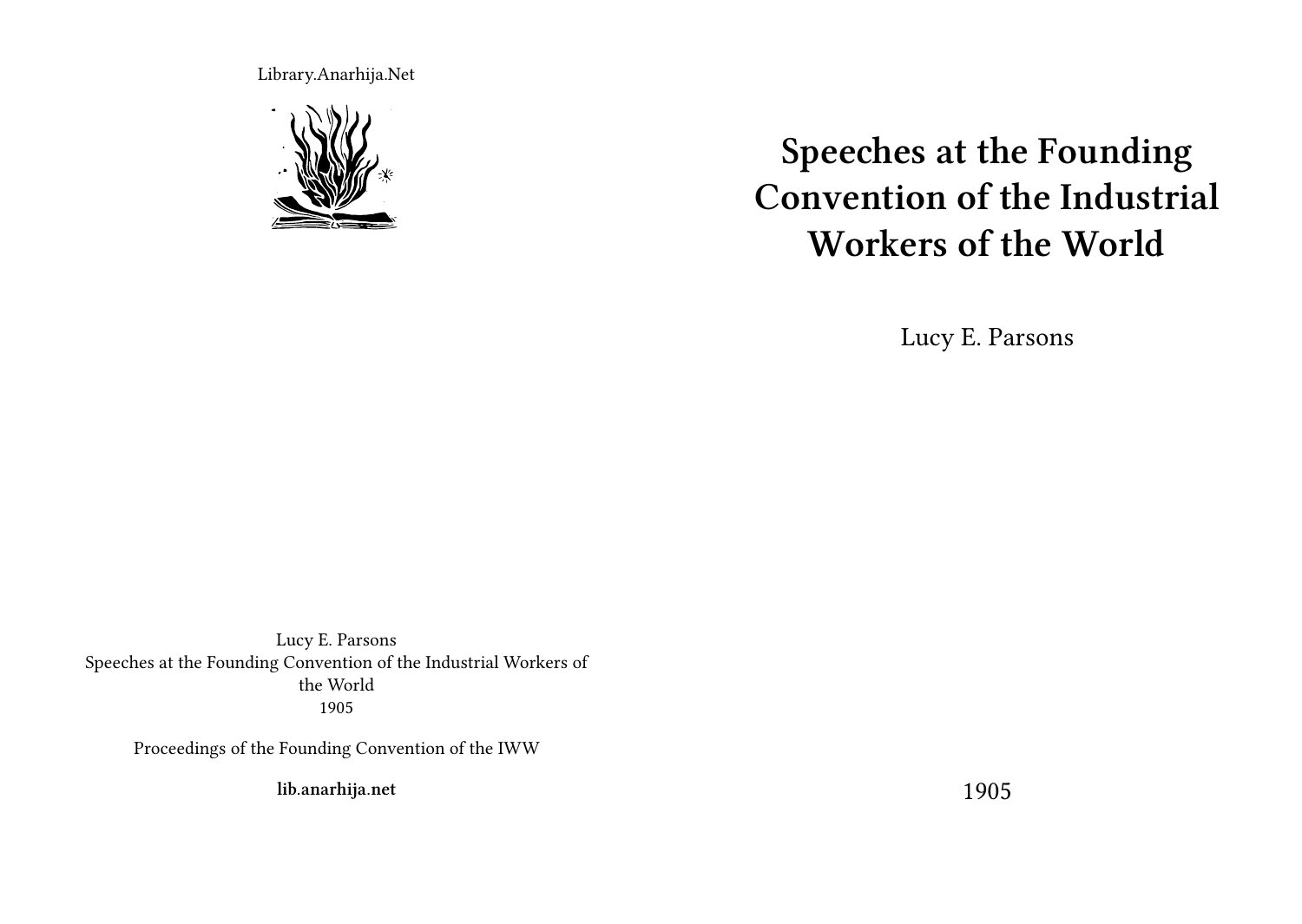Library.Anarhija.Net

# Speeches at the Founding Convention of the Industrial Workers of the World

Lucy E. Parsons

1905

Lucy E. Parsons
Speeches at the Founding Convention of the Industrial Workers of the World
1905

Proceedings of the Founding Convention of the IWW

**lib.anarhija.net**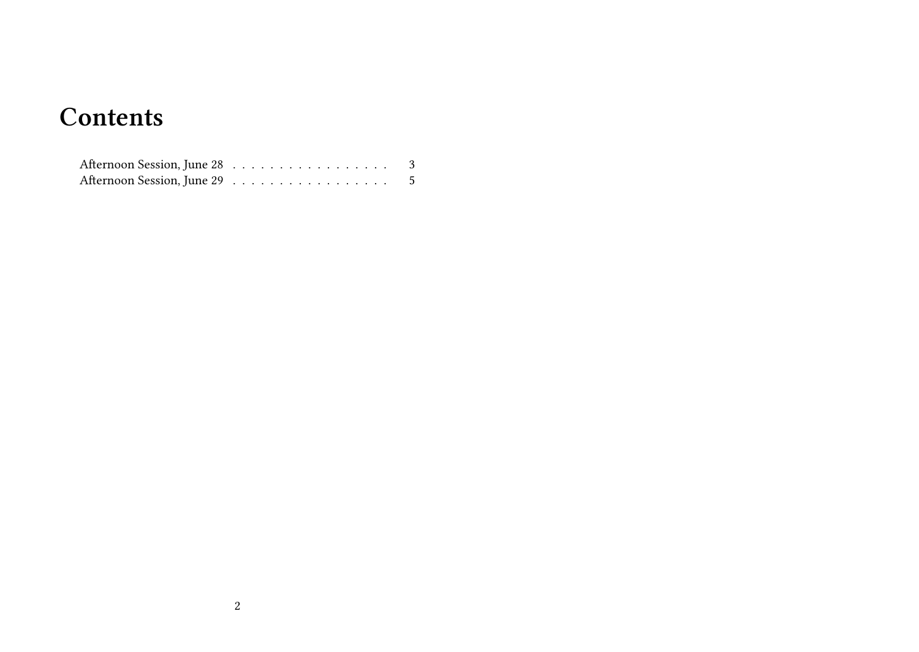# Contents

Afternoon Session, June 28 . . . . . . . . . . . . . . . . . 3
Afternoon Session, June 29 . . . . . . . . . . . . . . . . . 5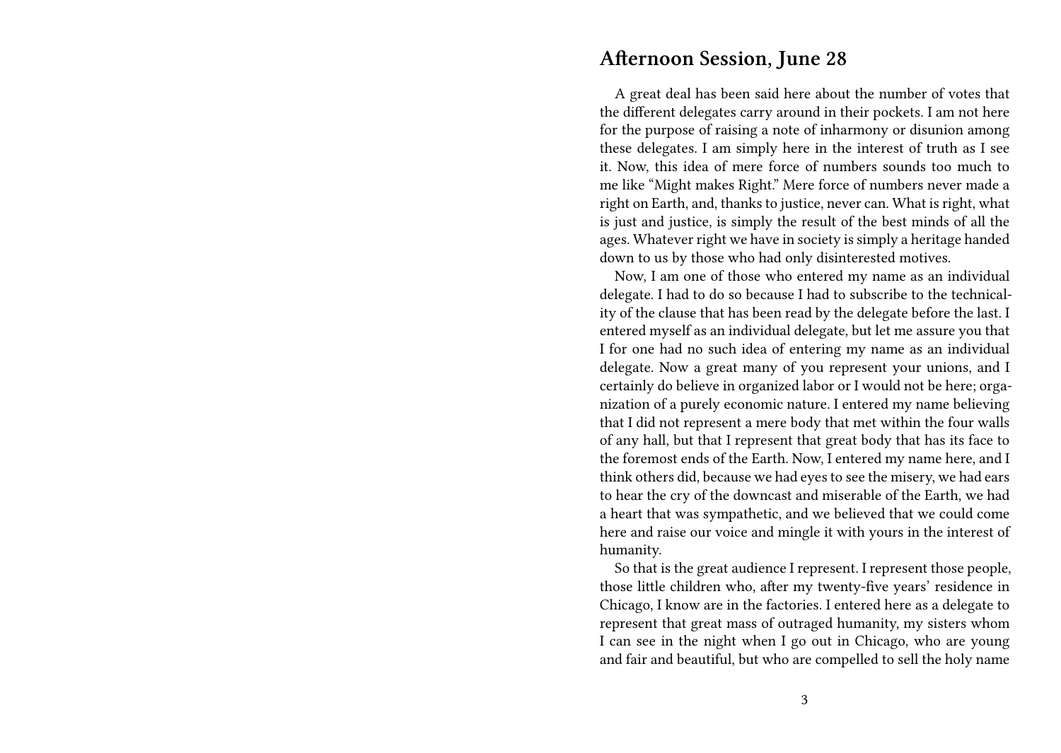## Afternoon Session, June 28

A great deal has been said here about the number of votes that the different delegates carry around in their pockets. I am not here for the purpose of raising a note of inharmony or disunion among these delegates. I am simply here in the interest of truth as I see it. Now, this idea of mere force of numbers sounds too much to me like "Might makes Right." Mere force of numbers never made a right on Earth, and, thanks to justice, never can. What is right, what is just and justice, is simply the result of the best minds of all the ages. Whatever right we have in society is simply a heritage handed down to us by those who had only disinterested motives.

Now, I am one of those who entered my name as an individual delegate. I had to do so because I had to subscribe to the technicality of the clause that has been read by the delegate before the last. I entered myself as an individual delegate, but let me assure you that I for one had no such idea of entering my name as an individual delegate. Now a great many of you represent your unions, and I certainly do believe in organized labor or I would not be here; organization of a purely economic nature. I entered my name believing that I did not represent a mere body that met within the four walls of any hall, but that I represent that great body that has its face to the foremost ends of the Earth. Now, I entered my name here, and I think others did, because we had eyes to see the misery, we had ears to hear the cry of the downcast and miserable of the Earth, we had a heart that was sympathetic, and we believed that we could come here and raise our voice and mingle it with yours in the interest of humanity.

So that is the great audience I represent. I represent those people, those little children who, after my twenty-five years' residence in Chicago, I know are in the factories. I entered here as a delegate to represent that great mass of outraged humanity, my sisters whom I can see in the night when I go out in Chicago, who are young and fair and beautiful, but who are compelled to sell the holy name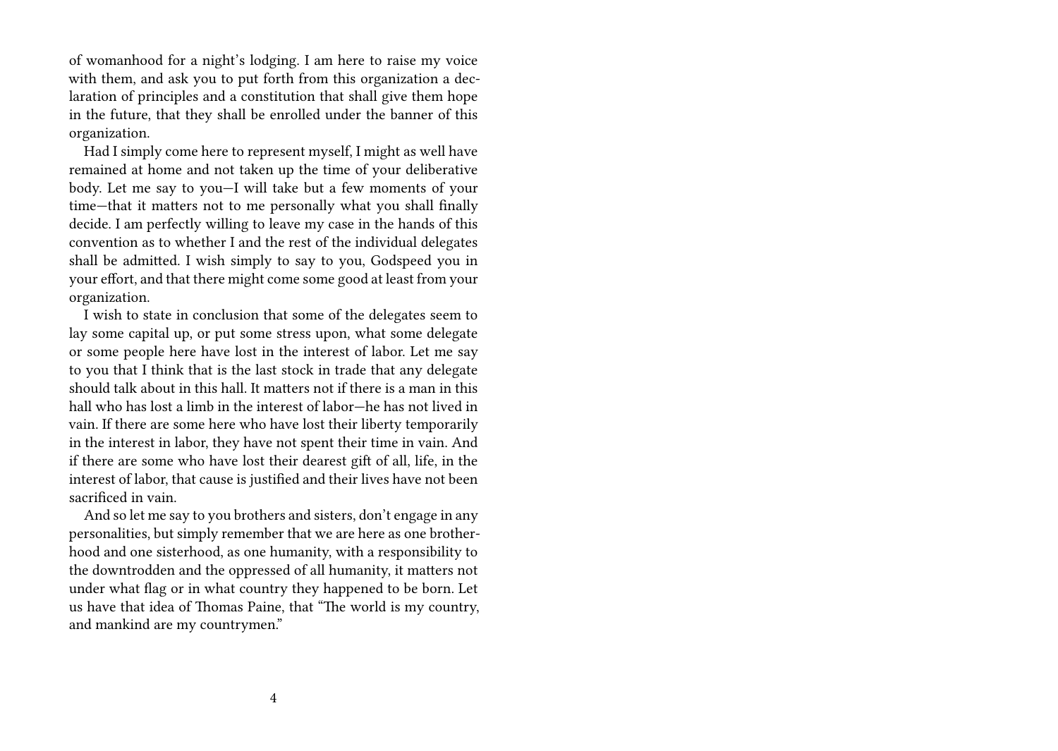of womanhood for a night's lodging. I am here to raise my voice with them, and ask you to put forth from this organization a declaration of principles and a constitution that shall give them hope in the future, that they shall be enrolled under the banner of this organization.

Had I simply come here to represent myself, I might as well have remained at home and not taken up the time of your deliberative body. Let me say to you—I will take but a few moments of your time—that it matters not to me personally what you shall finally decide. I am perfectly willing to leave my case in the hands of this convention as to whether I and the rest of the individual delegates shall be admitted. I wish simply to say to you, Godspeed you in your effort, and that there might come some good at least from your organization.

I wish to state in conclusion that some of the delegates seem to lay some capital up, or put some stress upon, what some delegate or some people here have lost in the interest of labor. Let me say to you that I think that is the last stock in trade that any delegate should talk about in this hall. It matters not if there is a man in this hall who has lost a limb in the interest of labor—he has not lived in vain. If there are some here who have lost their liberty temporarily in the interest in labor, they have not spent their time in vain. And if there are some who have lost their dearest gift of all, life, in the interest of labor, that cause is justified and their lives have not been sacrificed in vain.

And so let me say to you brothers and sisters, don't engage in any personalities, but simply remember that we are here as one brotherhood and one sisterhood, as one humanity, with a responsibility to the downtrodden and the oppressed of all humanity, it matters not under what flag or in what country they happened to be born. Let us have that idea of Thomas Paine, that "The world is my country, and mankind are my countrymen."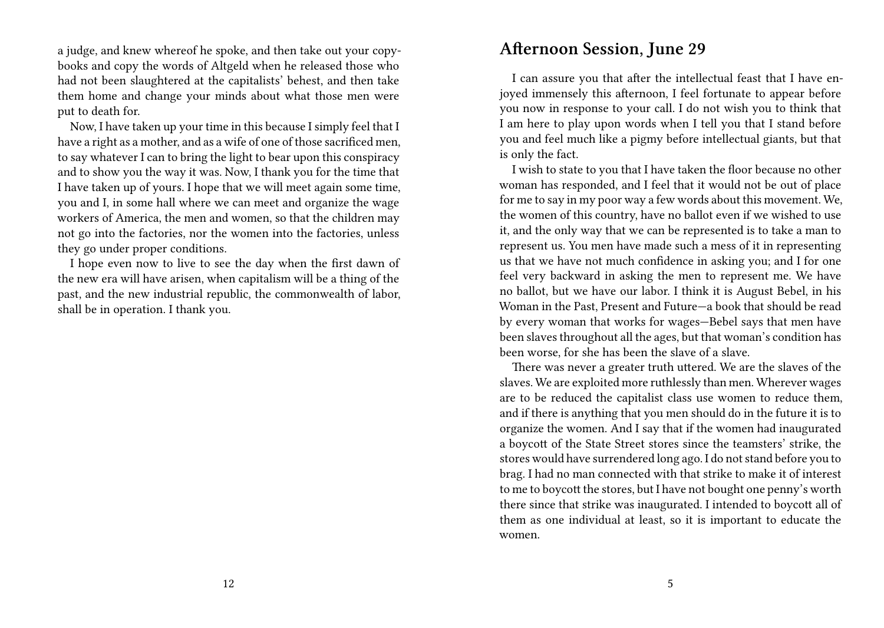a judge, and knew whereof he spoke, and then take out your copy-books and copy the words of Altgeld when he released those who had not been slaughtered at the capitalists' behest, and then take them home and change your minds about what those men were put to death for.

Now, I have taken up your time in this because I simply feel that I have a right as a mother, and as a wife of one of those sacrificed men, to say whatever I can to bring the light to bear upon this conspiracy and to show you the way it was. Now, I thank you for the time that I have taken up of yours. I hope that we will meet again some time, you and I, in some hall where we can meet and organize the wage workers of America, the men and women, so that the children may not go into the factories, nor the women into the factories, unless they go under proper conditions.

I hope even now to live to see the day when the first dawn of the new era will have arisen, when capitalism will be a thing of the past, and the new industrial republic, the commonwealth of labor, shall be in operation. I thank you.

## Afternoon Session, June 29

I can assure you that after the intellectual feast that I have enjoyed immensely this afternoon, I feel fortunate to appear before you now in response to your call. I do not wish you to think that I am here to play upon words when I tell you that I stand before you and feel much like a pigmy before intellectual giants, but that is only the fact.

I wish to state to you that I have taken the floor because no other woman has responded, and I feel that it would not be out of place for me to say in my poor way a few words about this movement. We, the women of this country, have no ballot even if we wished to use it, and the only way that we can be represented is to take a man to represent us. You men have made such a mess of it in representing us that we have not much confidence in asking you; and I for one feel very backward in asking the men to represent me. We have no ballot, but we have our labor. I think it is August Bebel, in his Woman in the Past, Present and Future—a book that should be read by every woman that works for wages—Bebel says that men have been slaves throughout all the ages, but that woman's condition has been worse, for she has been the slave of a slave.

There was never a greater truth uttered. We are the slaves of the slaves. We are exploited more ruthlessly than men. Wherever wages are to be reduced the capitalist class use women to reduce them, and if there is anything that you men should do in the future it is to organize the women. And I say that if the women had inaugurated a boycott of the State Street stores since the teamsters' strike, the stores would have surrendered long ago. I do not stand before you to brag. I had no man connected with that strike to make it of interest to me to boycott the stores, but I have not bought one penny's worth there since that strike was inaugurated. I intended to boycott all of them as one individual at least, so it is important to educate the women.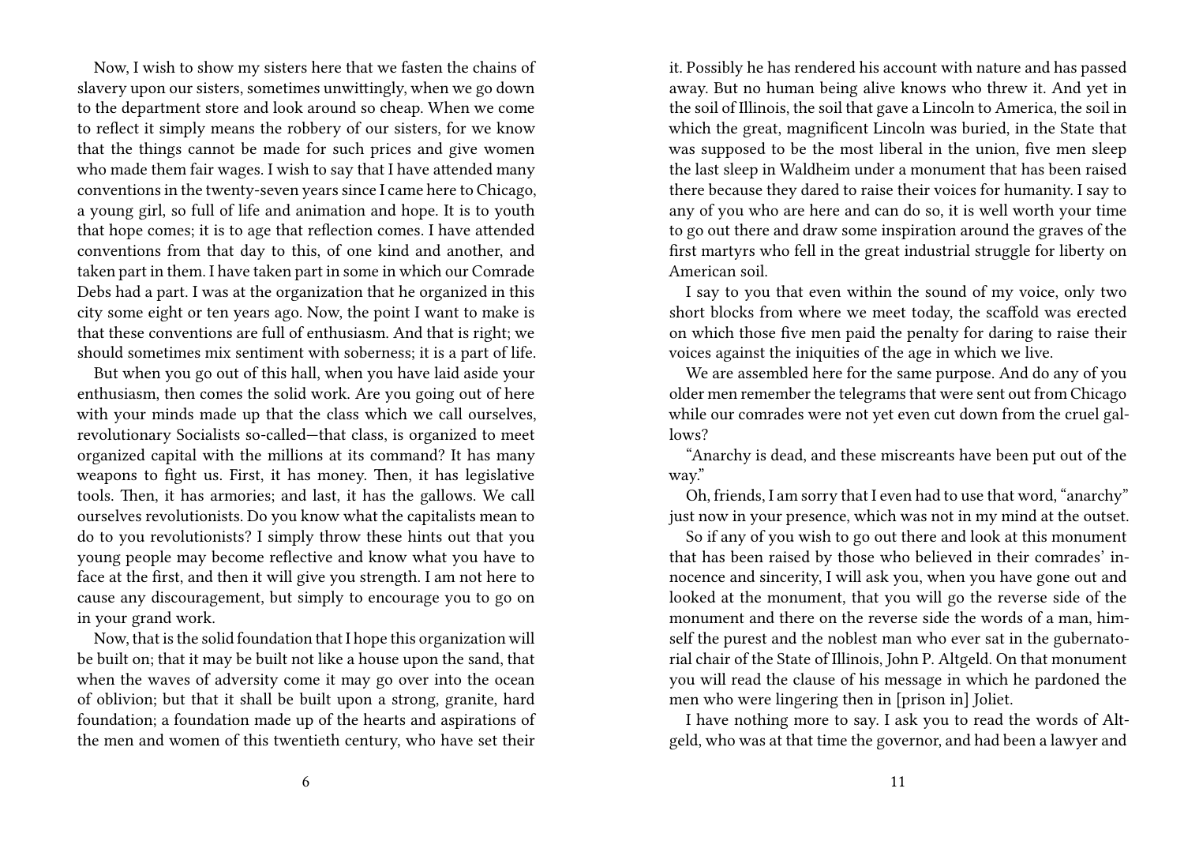Now, I wish to show my sisters here that we fasten the chains of slavery upon our sisters, sometimes unwittingly, when we go down to the department store and look around so cheap. When we come to reflect it simply means the robbery of our sisters, for we know that the things cannot be made for such prices and give women who made them fair wages. I wish to say that I have attended many conventions in the twenty-seven years since I came here to Chicago, a young girl, so full of life and animation and hope. It is to youth that hope comes; it is to age that reflection comes. I have attended conventions from that day to this, of one kind and another, and taken part in them. I have taken part in some in which our Comrade Debs had a part. I was at the organization that he organized in this city some eight or ten years ago. Now, the point I want to make is that these conventions are full of enthusiasm. And that is right; we should sometimes mix sentiment with soberness; it is a part of life.

But when you go out of this hall, when you have laid aside your enthusiasm, then comes the solid work. Are you going out of here with your minds made up that the class which we call ourselves, revolutionary Socialists so-called—that class, is organized to meet organized capital with the millions at its command? It has many weapons to fight us. First, it has money. Then, it has legislative tools. Then, it has armories; and last, it has the gallows. We call ourselves revolutionists. Do you know what the capitalists mean to do to you revolutionists? I simply throw these hints out that you young people may become reflective and know what you have to face at the first, and then it will give you strength. I am not here to cause any discouragement, but simply to encourage you to go on in your grand work.

Now, that is the solid foundation that I hope this organization will be built on; that it may be built not like a house upon the sand, that when the waves of adversity come it may go over into the ocean of oblivion; but that it shall be built upon a strong, granite, hard foundation; a foundation made up of the hearts and aspirations of the men and women of this twentieth century, who have set their

it. Possibly he has rendered his account with nature and has passed away. But no human being alive knows who threw it. And yet in the soil of Illinois, the soil that gave a Lincoln to America, the soil in which the great, magnificent Lincoln was buried, in the State that was supposed to be the most liberal in the union, five men sleep the last sleep in Waldheim under a monument that has been raised there because they dared to raise their voices for humanity. I say to any of you who are here and can do so, it is well worth your time to go out there and draw some inspiration around the graves of the first martyrs who fell in the great industrial struggle for liberty on American soil.

I say to you that even within the sound of my voice, only two short blocks from where we meet today, the scaffold was erected on which those five men paid the penalty for daring to raise their voices against the iniquities of the age in which we live.

We are assembled here for the same purpose. And do any of you older men remember the telegrams that were sent out from Chicago while our comrades were not yet even cut down from the cruel gallows?

"Anarchy is dead, and these miscreants have been put out of the way."

Oh, friends, I am sorry that I even had to use that word, "anarchy" just now in your presence, which was not in my mind at the outset.

So if any of you wish to go out there and look at this monument that has been raised by those who believed in their comrades' innocence and sincerity, I will ask you, when you have gone out and looked at the monument, that you will go the reverse side of the monument and there on the reverse side the words of a man, himself the purest and the noblest man who ever sat in the gubernatorial chair of the State of Illinois, John P. Altgeld. On that monument you will read the clause of his message in which he pardoned the men who were lingering then in [prison in] Joliet.

I have nothing more to say. I ask you to read the words of Altgeld, who was at that time the governor, and had been a lawyer and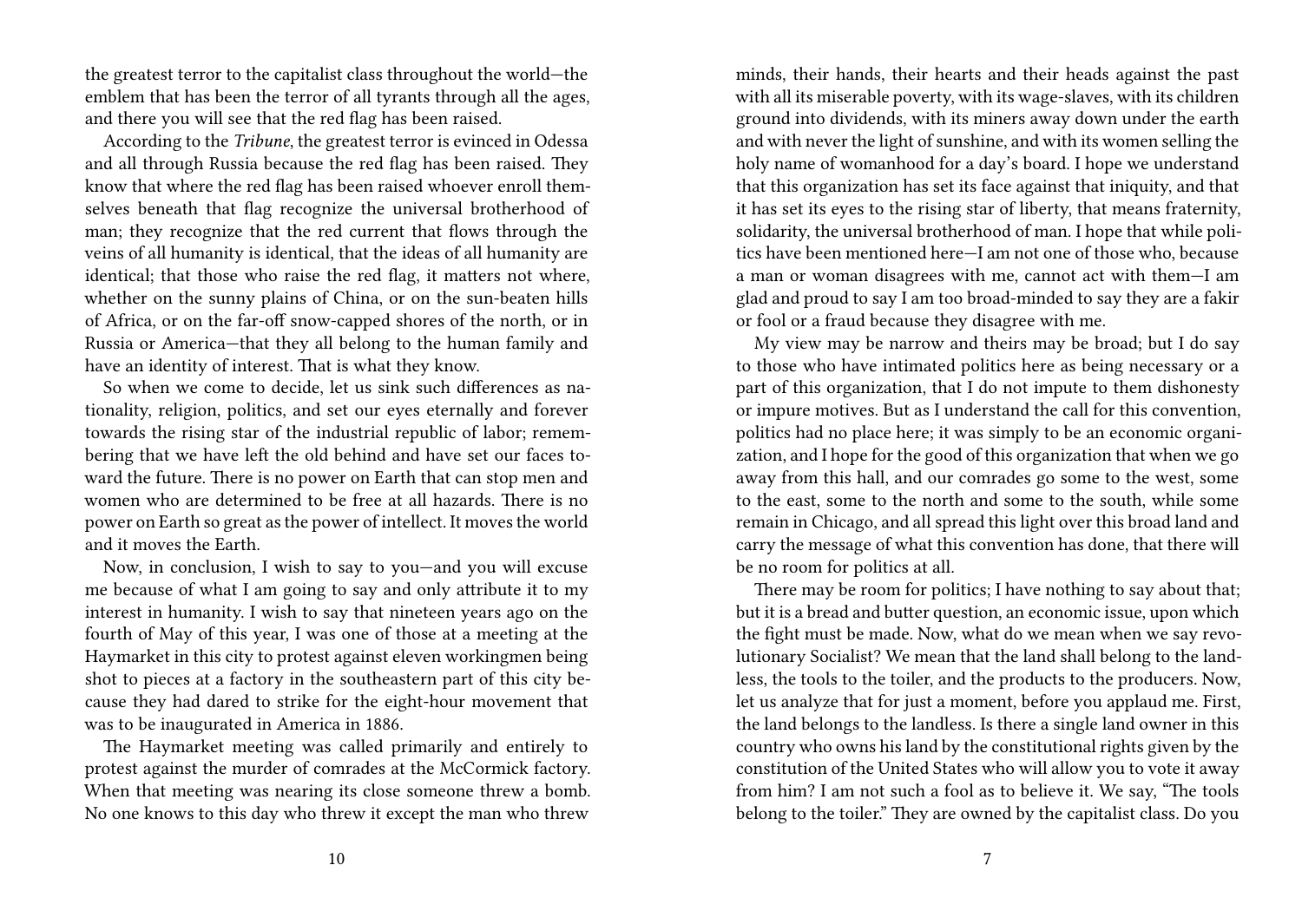minds, their hands, their hearts and their heads against the past with all its miserable poverty, with its wage-slaves, with its children ground into dividends, with its miners away down under the earth and with never the light of sunshine, and with its women selling the holy name of womanhood for a day's board. I hope we understand that this organization has set its face against that iniquity, and that it has set its eyes to the rising star of liberty, that means fraternity, solidarity, the universal brotherhood of man. I hope that while politics have been mentioned here—I am not one of those who, because a man or woman disagrees with me, cannot act with them—I am glad and proud to say I am too broad-minded to say they are a fakir or fool or a fraud because they disagree with me.

My view may be narrow and theirs may be broad; but I do say to those who have intimated politics here as being necessary or a part of this organization, that I do not impute to them dishonesty or impure motives. But as I understand the call for this convention, politics had no place here; it was simply to be an economic organization, and I hope for the good of this organization that when we go away from this hall, and our comrades go some to the west, some to the east, some to the north and some to the south, while some remain in Chicago, and all spread this light over this broad land and carry the message of what this convention has done, that there will be no room for politics at all.

There may be room for politics; I have nothing to say about that; but it is a bread and butter question, an economic issue, upon which the fight must be made. Now, what do we mean when we say revolutionary Socialist? We mean that the land shall belong to the landless, the tools to the toiler, and the products to the producers. Now, let us analyze that for just a moment, before you applaud me. First, the land belongs to the landless. Is there a single land owner in this country who owns his land by the constitutional rights given by the constitution of the United States who will allow you to vote it away from him? I am not such a fool as to believe it. We say, "The tools belong to the toiler." They are owned by the capitalist class. Do you

the greatest terror to the capitalist class throughout the world—the emblem that has been the terror of all tyrants through all the ages, and there you will see that the red flag has been raised.

According to the *Tribune*, the greatest terror is evinced in Odessa and all through Russia because the red flag has been raised. They know that where the red flag has been raised whoever enroll themselves beneath that flag recognize the universal brotherhood of man; they recognize that the red current that flows through the veins of all humanity is identical, that the ideas of all humanity are identical; that those who raise the red flag, it matters not where, whether on the sunny plains of China, or on the sun-beaten hills of Africa, or on the far-off snow-capped shores of the north, or in Russia or America—that they all belong to the human family and have an identity of interest. That is what they know.

So when we come to decide, let us sink such differences as nationality, religion, politics, and set our eyes eternally and forever towards the rising star of the industrial republic of labor; remembering that we have left the old behind and have set our faces toward the future. There is no power on Earth that can stop men and women who are determined to be free at all hazards. There is no power on Earth so great as the power of intellect. It moves the world and it moves the Earth.

Now, in conclusion, I wish to say to you—and you will excuse me because of what I am going to say and only attribute it to my interest in humanity. I wish to say that nineteen years ago on the fourth of May of this year, I was one of those at a meeting at the Haymarket in this city to protest against eleven workingmen being shot to pieces at a factory in the southeastern part of this city because they had dared to strike for the eight-hour movement that was to be inaugurated in America in 1886.

The Haymarket meeting was called primarily and entirely to protest against the murder of comrades at the McCormick factory. When that meeting was nearing its close someone threw a bomb. No one knows to this day who threw it except the man who threw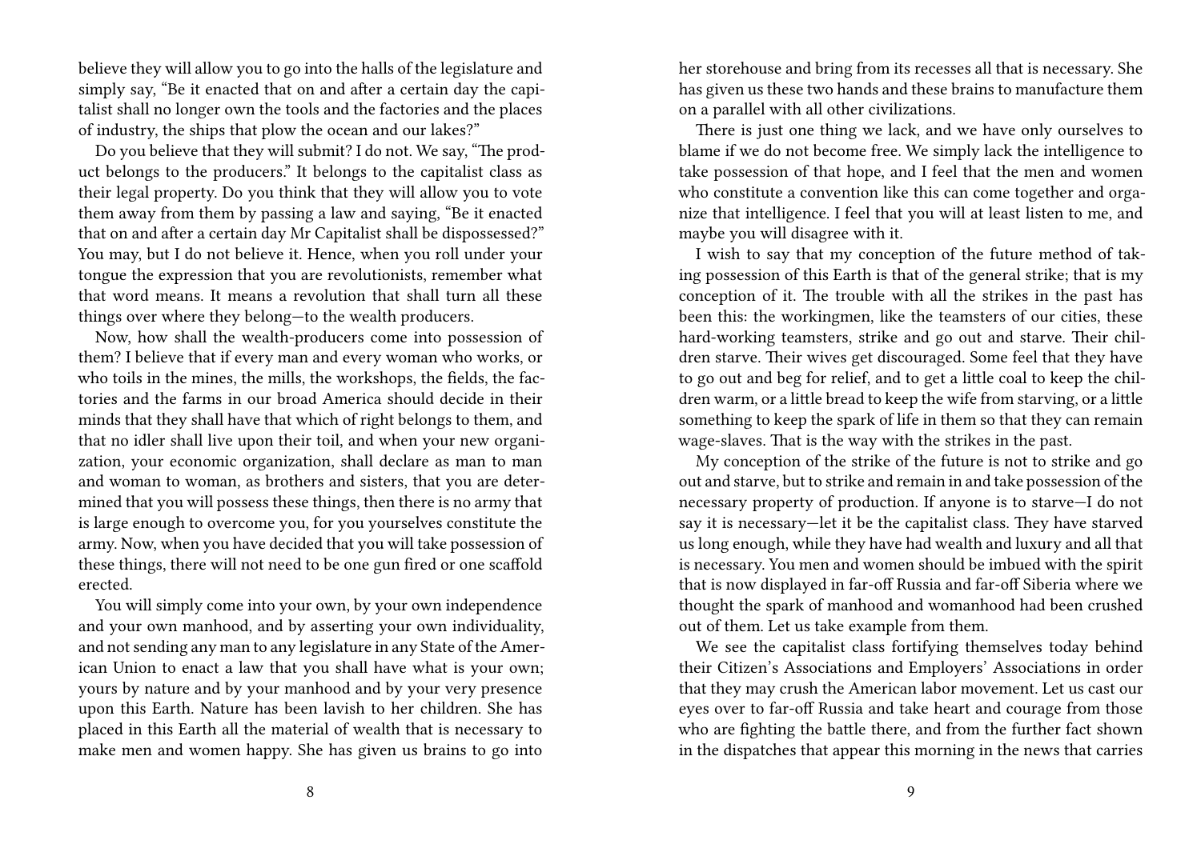believe they will allow you to go into the halls of the legislature and simply say, "Be it enacted that on and after a certain day the capitalist shall no longer own the tools and the factories and the places of industry, the ships that plow the ocean and our lakes?"

Do you believe that they will submit? I do not. We say, "The product belongs to the producers." It belongs to the capitalist class as their legal property. Do you think that they will allow you to vote them away from them by passing a law and saying, "Be it enacted that on and after a certain day Mr Capitalist shall be dispossessed?" You may, but I do not believe it. Hence, when you roll under your tongue the expression that you are revolutionists, remember what that word means. It means a revolution that shall turn all these things over where they belong—to the wealth producers.

Now, how shall the wealth-producers come into possession of them? I believe that if every man and every woman who works, or who toils in the mines, the mills, the workshops, the fields, the factories and the farms in our broad America should decide in their minds that they shall have that which of right belongs to them, and that no idler shall live upon their toil, and when your new organization, your economic organization, shall declare as man to man and woman to woman, as brothers and sisters, that you are determined that you will possess these things, then there is no army that is large enough to overcome you, for you yourselves constitute the army. Now, when you have decided that you will take possession of these things, there will not need to be one gun fired or one scaffold erected.

You will simply come into your own, by your own independence and your own manhood, and by asserting your own individuality, and not sending any man to any legislature in any State of the American Union to enact a law that you shall have what is your own; yours by nature and by your manhood and by your very presence upon this Earth. Nature has been lavish to her children. She has placed in this Earth all the material of wealth that is necessary to make men and women happy. She has given us brains to go into her storehouse and bring from its recesses all that is necessary. She has given us these two hands and these brains to manufacture them on a parallel with all other civilizations.

There is just one thing we lack, and we have only ourselves to blame if we do not become free. We simply lack the intelligence to take possession of that hope, and I feel that the men and women who constitute a convention like this can come together and organize that intelligence. I feel that you will at least listen to me, and maybe you will disagree with it.

I wish to say that my conception of the future method of taking possession of this Earth is that of the general strike; that is my conception of it. The trouble with all the strikes in the past has been this: the workingmen, like the teamsters of our cities, these hard-working teamsters, strike and go out and starve. Their children starve. Their wives get discouraged. Some feel that they have to go out and beg for relief, and to get a little coal to keep the children warm, or a little bread to keep the wife from starving, or a little something to keep the spark of life in them so that they can remain wage-slaves. That is the way with the strikes in the past.

My conception of the strike of the future is not to strike and go out and starve, but to strike and remain in and take possession of the necessary property of production. If anyone is to starve—I do not say it is necessary—let it be the capitalist class. They have starved us long enough, while they have had wealth and luxury and all that is necessary. You men and women should be imbued with the spirit that is now displayed in far-off Russia and far-off Siberia where we thought the spark of manhood and womanhood had been crushed out of them. Let us take example from them.

We see the capitalist class fortifying themselves today behind their Citizen's Associations and Employers' Associations in order that they may crush the American labor movement. Let us cast our eyes over to far-off Russia and take heart and courage from those who are fighting the battle there, and from the further fact shown in the dispatches that appear this morning in the news that carries